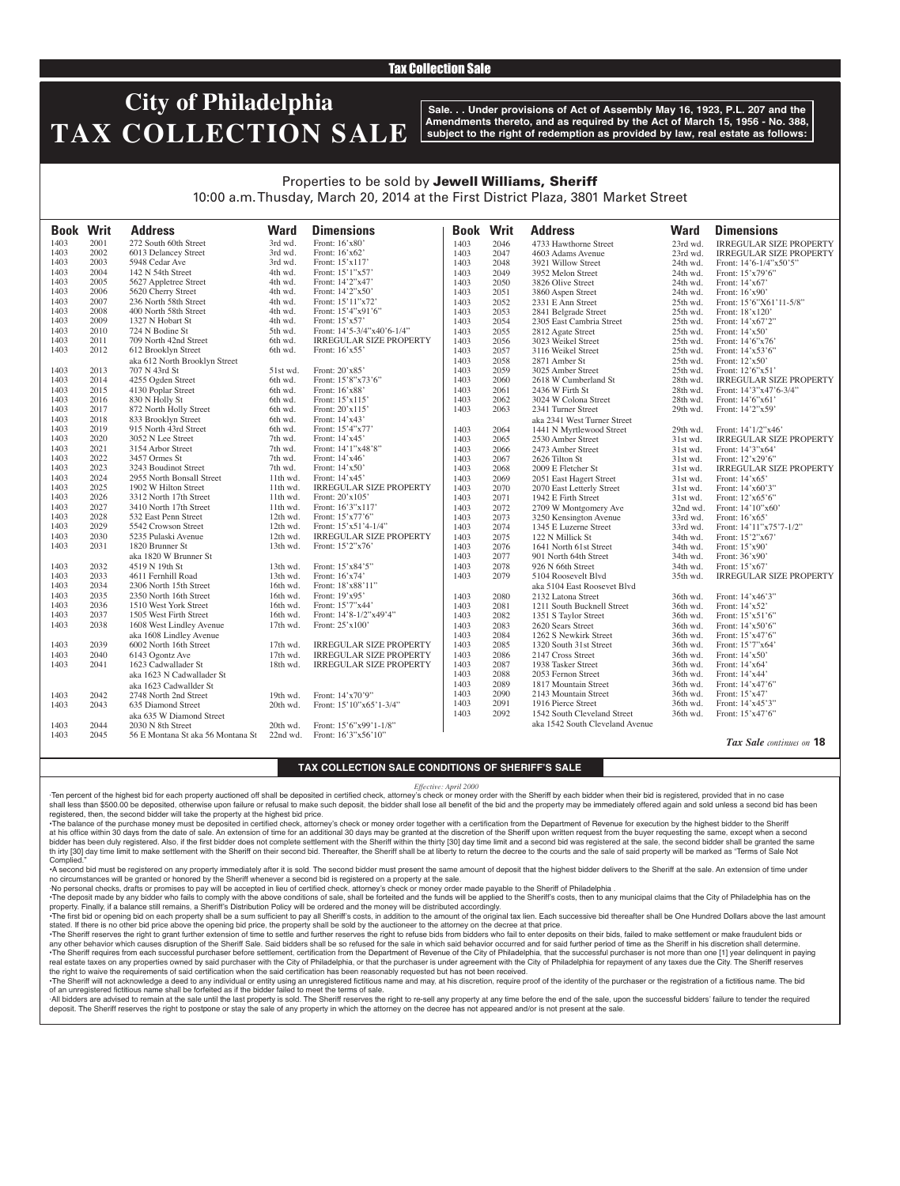Tax Collection Sale

# City of Philadelphia TAX COLLECTION SALE

**Sale. . . Under provisions of Act of Assembly May 16, 1923, P.L. 207 and the Amendments thereto, and as required by the Act of March 15, 1956 - No. 388, subject to the right of redemption as provided by law, real estate as follows:**

Properties to be sold by **Jewell Williams, Sheriff**
10:00 a.m. Thusday, March 20, 2014 at the First District Plaza, 3801 Market Street

| Book | Writ | Address | Ward | Dimensions |
|---|---|---|---|---|
| 1403 | 2001 | 272 South 60th Street | 3rd wd. | Front: 16'x80' |
| 1403 | 2002 | 6013 Delancey Street | 3rd wd. | Front: 16'x62' |
| 1403 | 2003 | 5948 Cedar Ave | 3rd wd. | Front: 15'x117' |
| 1403 | 2004 | 142 N 54th Street | 4th wd. | Front: 15'1"x57' |
| 1403 | 2005 | 5627 Appletree Street | 4th wd. | Front: 14'2"x47' |
| 1403 | 2006 | 5620 Cherry Street | 4th wd. | Front: 14'2"x50' |
| 1403 | 2007 | 236 North 58th Street | 4th wd. | Front: 15'11"x72' |
| 1403 | 2008 | 400 North 58th Street | 4th wd. | Front: 15'4"x91'6" |
| 1403 | 2009 | 1327 N Hobart St | 4th wd. | Front: 15'x57' |
| 1403 | 2010 | 724 N Bodine St | 5th wd. | Front: 14'5-3/4"x40'6-1/4" |
| 1403 | 2011 | 709 North 42nd Street | 6th wd. | IRREGULAR SIZE PROPERTY |
| 1403 | 2012 | 612 Brooklyn Street aka 612 North Brooklyn Street | 6th wd. | Front: 16'x55' |
| 1403 | 2013 | 707 N 43rd St | 51st wd. | Front: 20'x85' |
| 1403 | 2014 | 4255 Ogden Street | 6th wd. | Front: 15'8"x73'6" |
| 1403 | 2015 | 4130 Poplar Street | 6th wd. | Front: 16'x88' |
| 1403 | 2016 | 830 N Holly St | 6th wd. | Front: 15'x115' |
| 1403 | 2017 | 872 North Holly Street | 6th wd. | Front: 20'x115' |
| 1403 | 2018 | 833 Brooklyn Street | 6th wd. | Front: 14'x43' |
| 1403 | 2019 | 915 North 43rd Street | 6th wd. | Front: 15'4"x77' |
| 1403 | 2020 | 3052 N Lee Street | 7th wd. | Front: 14'x45' |
| 1403 | 2021 | 3154 Arbor Street | 7th wd. | Front: 14'1"x48'8" |
| 1403 | 2022 | 3457 Ormes St | 7th wd. | Front: 14'x46' |
| 1403 | 2023 | 3243 Boudinot Street | 7th wd. | Front: 14'x50' |
| 1403 | 2024 | 2955 North Bonsall Street | 11th wd. | Front: 14'x45' |
| 1403 | 2025 | 1902 W Hilton Street | 11th wd. | IRREGULAR SIZE PROPERTY |
| 1403 | 2026 | 3312 North 17th Street | 11th wd. | Front: 20'x105' |
| 1403 | 2027 | 3410 North 17th Street | 11th wd. | Front: 16'3"x117' |
| 1403 | 2028 | 532 East Penn Street | 12th wd. | Front: 15'x77'6" |
| 1403 | 2029 | 5542 Crowson Street | 12th wd. | Front: 15'x51'4-1/4" |
| 1403 | 2030 | 5235 Pulaski Avenue | 12th wd. | IRREGULAR SIZE PROPERTY |
| 1403 | 2031 | 1820 Brunner St aka 1820 W Brunner St | 13th wd. | Front: 15'2"x76' |
| 1403 | 2032 | 4519 N 19th St | 13th wd. | Front: 15'x84'5" |
| 1403 | 2033 | 4611 Fernhill Road | 13th wd. | Front: 16'x74' |
| 1403 | 2034 | 2306 North 15th Street | 16th wd. | Front: 18'x88'11" |
| 1403 | 2035 | 2350 North 16th Street | 16th wd. | Front: 19'x95' |
| 1403 | 2036 | 1510 West York Street | 16th wd. | Front: 15'7"x44' |
| 1403 | 2037 | 1505 West Firth Street | 16th wd. | Front: 14'8-1/2"x49'4" |
| 1403 | 2038 | 1608 West Lindley Avenue aka 1608 Lindley Avenue | 17th wd. | Front: 25'x100' |
| 1403 | 2039 | 6002 North 16th Street | 17th wd. | IRREGULAR SIZE PROPERTY |
| 1403 | 2040 | 6143 Ogontz Ave | 17th wd. | IRREGULAR SIZE PROPERTY |
| 1403 | 2041 | 1623 Cadwallader St aka 1623 N Cadwallader St aka 1623 Cadwallder St | 18th wd. | IRREGULAR SIZE PROPERTY |
| 1403 | 2042 | 2748 North 2nd Street | 19th wd. | Front: 14'x70'9" |
| 1403 | 2043 | 635 Diamond Street aka 635 W Diamond Street | 20th wd. | Front: 15'10"x65'1-3/4" |
| 1403 | 2044 | 2030 N 8th Street | 20th wd. | Front: 15'6"x99'1-1/8" |
| 1403 | 2045 | 56 E Montana St aka 56 Montana St | 22nd wd. | Front: 16'3"x56'10" |
| 1403 | 2046 | 4733 Hawthorne Street | 23rd wd. | IRREGULAR SIZE PROPERTY |
| 1403 | 2047 | 4603 Adams Avenue | 23rd wd. | IRREGULAR SIZE PROPERTY |
| 1403 | 2048 | 3921 Willow Street | 24th wd. | Front: 14'6-1/4"x50'5" |
| 1403 | 2049 | 3952 Melon Street | 24th wd. | Front: 15'x79'6" |
| 1403 | 2050 | 3826 Olive Street | 24th wd. | Front: 14'x67' |
| 1403 | 2051 | 3860 Aspen Street | 24th wd. | Front: 16'x90' |
| 1403 | 2052 | 2331 E Ann Street | 25th wd. | Front: 15'6"X61'11-5/8" |
| 1403 | 2053 | 2841 Belgrade Street | 25th wd. | Front: 18'x120' |
| 1403 | 2054 | 2305 East Cambria Street | 25th wd. | Front: 14'x67'2" |
| 1403 | 2055 | 2812 Agate Street | 25th wd. | Front: 14'x50' |
| 1403 | 2056 | 3023 Weikel Street | 25th wd. | Front: 14'6"x76' |
| 1403 | 2057 | 3116 Weikel Street | 25th wd. | Front: 14'x53'6" |
| 1403 | 2058 | 2871 Amber St | 25th wd. | Front: 12'x50' |
| 1403 | 2059 | 3025 Amber Street | 25th wd. | Front: 12'6"x51' |
| 1403 | 2060 | 2618 W Cumberland St | 28th wd. | IRREGULAR SIZE PROPERTY |
| 1403 | 2061 | 2436 W Firth St | 28th wd. | Front: 14'3"x47'6-3/4" |
| 1403 | 2062 | 3024 W Colona Street | 28th wd. | Front: 14'6"x61' |
| 1403 | 2063 | 2341 Turner Street aka 2341 West Turner Street | 29th wd. | Front: 14'2"x59' |
| 1403 | 2064 | 1441 N Myrtlewood Street | 29th wd. | Front: 14'1/2"x46' |
| 1403 | 2065 | 2530 Amber Street | 31st wd. | IRREGULAR SIZE PROPERTY |
| 1403 | 2066 | 2473 Amber Street | 31st wd. | Front: 14'3"x64' |
| 1403 | 2067 | 2626 Tilton St | 31st wd. | Front: 12'x29'6" |
| 1403 | 2068 | 2009 E Fletcher St | 31st wd. | IRREGULAR SIZE PROPERTY |
| 1403 | 2069 | 2051 East Hagert Street | 31st wd. | Front: 14'x65' |
| 1403 | 2070 | 2070 East Letterly Street | 31st wd. | Front: 14'x60'3" |
| 1403 | 2071 | 1942 E Firth Street | 31st wd. | Front: 12'x65'6" |
| 1403 | 2072 | 2709 W Montgomery Ave | 32nd wd. | Front: 14'10"x60' |
| 1403 | 2073 | 3250 Kensington Avenue | 33rd wd. | Front: 16'x65' |
| 1403 | 2074 | 1345 E Luzerne Street | 33rd wd. | Front: 14'11"x75'7-1/2" |
| 1403 | 2075 | 122 N Millick St | 34th wd. | Front: 15'2"x67' |
| 1403 | 2076 | 1641 North 61st Street | 34th wd. | Front: 15'x90' |
| 1403 | 2077 | 901 North 64th Street | 34th wd. | Front: 36'x90' |
| 1403 | 2078 | 926 N 66th Street | 34th wd. | Front: 15'x67' |
| 1403 | 2079 | 5104 Roosevelt Blvd aka 5104 East Roosevelt Blvd | 35th wd. | IRREGULAR SIZE PROPERTY |
| 1403 | 2080 | 2132 Latona Street | 36th wd. | Front: 14'x46'3" |
| 1403 | 2081 | 1211 South Bucknell Street | 36th wd. | Front: 14'x52' |
| 1403 | 2082 | 1351 S Taylor Street | 36th wd. | Front: 15'x51'6" |
| 1403 | 2083 | 2620 Sears Street | 36th wd. | Front: 14'x50'6" |
| 1403 | 2084 | 1262 S Newkirk Street | 36th wd. | Front: 15'x47'6" |
| 1403 | 2085 | 1320 South 31st Street | 36th wd. | Front: 15'7"x64' |
| 1403 | 2086 | 2147 Cross Street | 36th wd. | Front: 14'x50' |
| 1403 | 2087 | 1938 Tasker Street | 36th wd. | Front: 14'x64' |
| 1403 | 2088 | 2053 Fernon Street | 36th wd. | Front: 14'x44' |
| 1403 | 2089 | 1817 Mountain Street | 36th wd. | Front: 14'x47'6" |
| 1403 | 2090 | 2143 Mountain Street | 36th wd. | Front: 15'x47' |
| 1403 | 2091 | 1916 Pierce Street | 36th wd. | Front: 14'x45'3" |
| 1403 | 2092 | 1542 South Cleveland Street aka 1542 South Cleveland Avenue | 36th wd. | Front: 15'x47'6" |

*Tax Sale continues on* **18**

## TAX COLLECTION SALE CONDITIONS OF SHERIFF'S SALE

*Effective: April 2000*

·Ten percent of the highest bid for each property auctioned off shall be deposited in certified check, attorney's check or money order with the Sheriff by each bidder when their bid is registered, provided that in no case shall less than $500.00 be deposited, otherwise upon failure or refusal to make such deposit, the bidder shall lose all benefit of the bid and the property may be immediately offered again and sold unless a second bid has been registered, then, the second bidder will take the property at the highest bid price.

•The balance of the purchase money must be deposited in certified check, attorney's check or money order together with a certification from the Department of Revenue for execution by the highest bidder to the Sheriff at his office within 30 days from the date of sale. An extension of time for an additional 30 days may be granted at the discretion of the Sheriff upon written request from the buyer requesting the same, except when a second bidder has been duly registered. Also, if the first bidder does not complete settlement with the Sheriff within the thirty [30] day time limit and a second bid was registered at the sale, the second bidder shall be granted the same th irty [30] day time limit to make settlement with the Sheriff on their second bid. Thereafter, the Sheriff shall be at liberty to return the decree to the courts and the sale of said property will be marked as "Terms of Sale Not Complied."

•A second bid must be registered on any property immediately after it is sold. The second bidder must present the same amount of deposit that the highest bidder delivers to the Sheriff at the sale. An extension of time under no circumstances will be granted or honored by the Sheriff whenever a second bid is registered on a property at the sale.

·No personal checks, drafts or promises to pay will be accepted in lieu of certified check, attorney's check or money order made payable to the Sheriff of Philadelphia .

•The deposit made by any bidder who fails to comply with the above conditions of sale, shall be forteited and the funds will be applied to the Sheriff's costs, then to any municipal claims that the City of Philadelphia has on the property. Finally, if a balance still remains, a Sheriff's Distribution Policy will be ordered and the money will be distributed accordingly.

•The first bid or opening bid on each property shall be a sum sufficient to pay all Sheriff's costs, in addition to the amount of the original tax lien. Each successive bid thereafter shall be One Hundred Dollars above the last amount stated. If there is no other bid price above the opening bid price, the property shall be sold by the auctioneer to the attorney on the decree at that price.

•The Sheriff reserves the right to grant further extension of time to settle and further reserves the right to refuse bids from bidders who fail to enter deposits on their bids, failed to make settlement or make fraudulent bids or any other behavior which causes disruption of the Sheriff Sale. Said bidders shall be so refused for the sale in which said behavior occurred and for said further period of time as the Sheriff in his discretion shall determine.

•The Sheriff requires from each successful purchaser before settlement, certification from the Department of Revenue of the City of Philadelphia, that the successful purchaser is not more than one [1] year delinquent in paying real estate taxes on any properties owned by said purchaser with the City of Philadelphia, or that the purchaser is under agreement with the City of Philadelphia for repayment of any taxes due the City. The Sheriff reserves the right to waive the requirements of said certification when the said certification has been reasonably requested but has not been received.

•The Sheriff will not acknowledge a deed to any individual or entity using an unregistered fictitious name and may, at his discretion, require proof of the identity of the purchaser or the registration of a fictitious name. The bid of an unregistered fictitious name shall be forfeited as if the bidder failed to meet the terms of sale.

·All bidders are advised to remain at the sale until the last property is sold. The Sheriff reserves the right to re-sell any property at any time before the end of the sale, upon the successful bidders' failure to tender the required deposit. The Sheriff reserves the right to postpone or stay the sale of any property in which the attorney on the decree has not appeared and/or is not present at the sale.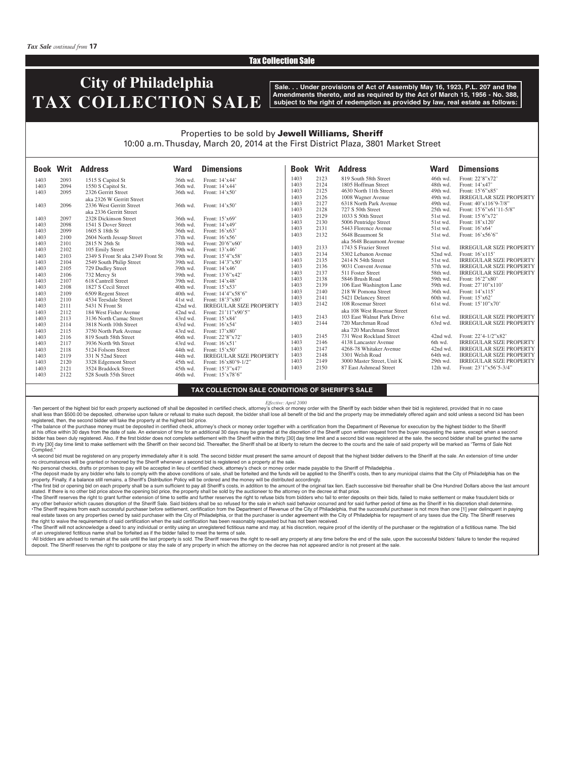*Tax Sale continued from 17*

Tax Collection Sale

# City of Philadelphia TAX COLLECTION SALE

**Sale. . . Under provisions of Act of Assembly May 16, 1923, P.L. 207 and the Amendments thereto, and as required by the Act of March 15, 1956 - No. 388, subject to the right of redemption as provided by law, real estate as follows:**

Properties to be sold by **Jewell Williams, Sheriff**
10:00 a.m. Thusday, March 20, 2014 at the First District Plaza, 3801 Market Street

| Book | Writ | Address | Ward | Dimensions |
|---|---|---|---|---|
| 1403 | 2093 | 1515 S Capitol St | 36th wd. | Front: 14'x44' |
| 1403 | 2094 | 1550 S Capitol St. | 36th wd. | Front: 14'x44' |
| 1403 | 2095 | 2326 Gerritt Street aka 2326 W Gerritt Street | 36th wd. | Front: 14'x50' |
| 1403 | 2096 | 2336 West Gerritt Street aka 2336 Gerritt Street | 36th wd. | Front: 14'x50' |
| 1403 | 2097 | 2328 Dickinson Street | 36th wd. | Front: 15'x69' |
| 1403 | 2098 | 1541 S Dover Street | 36th wd. | Front: 14'x49' |
| 1403 | 2099 | 1605 S 18th St | 36th wd. | Front: 16'x63' |
| 1403 | 2100 | 2604 North Jessup Street | 37th wd. | Front: 16'x56' |
| 1403 | 2101 | 2815 N 26th St | 38th wd. | Front: 20'6"x60' |
| 1403 | 2102 | 105 Emily Street | 39th wd. | Front: 13'x46' |
| 1403 | 2103 | 2349 S Front St aka 2349 Front St | 39th wd. | Front: 15'4"x58' |
| 1403 | 2104 | 2549 South Philip Street | 39th wd. | Front: 14'3"x50' |
| 1403 | 2105 | 729 Dudley Street | 39th wd. | Front: 14'x46' |
| 1403 | 2106 | 732 Mercy St | 39th wd. | Front: 13'6"x42' |
| 1403 | 2107 | 618 Cantrell Street | 39th wd. | Front: 14'x48' |
| 1403 | 2108 | 1827 S Cecil Street | 40th wd. | Front: 15'x53' |
| 1403 | 2109 | 6509 Regent Street | 40th wd. | Front: 14'4"x58'6" |
| 1403 | 2110 | 4534 Teesdale Street | 41st wd. | Front: 18'3"x80' |
| 1403 | 2111 | 5431 N Front St | 42nd wd. | IRREGULAR SIZE PROPERTY |
| 1403 | 2112 | 184 West Fisher Avenue | 42nd wd. | Front: 21'11"x90'5" |
| 1403 | 2113 | 3136 North Camac Street | 43rd wd. | Front: 15'x84' |
| 1403 | 2114 | 3818 North 10th Street | 43rd wd. | Front: 16'x54' |
| 1403 | 2115 | 3750 North Park Avenue | 43rd wd. | Front: 17'x80' |
| 1403 | 2116 | 819 South 58th Street | 46th wd. | Front: 22'8"x72' |
| 1403 | 2117 | 3936 North 9th Street | 43rd wd. | Front: 16'x51' |
| 1403 | 2118 | 5124 Folsom Street | 44th wd. | Front: 15'x50' |
| 1403 | 2119 | 331 N 52nd Street | 44th wd. | IRREGULAR SIZE PROPERTY |
| 1403 | 2120 | 3328 Edgemont Street | 45th wd. | Front: 16'x80'9-1/2" |
| 1403 | 2121 | 3524 Braddock Street | 45th wd. | Front: 15'3"x47' |
| 1403 | 2122 | 528 South 55th Street | 46th wd. | Front: 15'x78'6" |
| 1403 | 2123 | 819 South 58th Street | 46th wd. | Front: 22'8"x72' |
| 1403 | 2124 | 1805 Hoffman Street | 48th wd. | Front: 14'x47' |
| 1403 | 2125 | 4630 North 11th Street | 49th wd. | Front: 15'6"x85' |
| 1403 | 2126 | 1008 Wagner Avenue | 49th wd. | IRREGULAR SIZE PROPERTY |
| 1403 | 2127 | 6318 North Park Avenue | 49th wd. | Front: 40'x116'9-7/8" |
| 1403 | 2128 | 727 S 50th Street | 25th wd. | Front: 15'6"x61'11-5/8" |
| 1403 | 2129 | 1033 S 50th Street | 51st wd. | Front: 15'6"x72' |
| 1403 | 2130 | 5006 Pentridge Street | 51st wd. | Front: 18'x120' |
| 1403 | 2131 | 5443 Florence Avenue | 51st wd. | Front: 16'x64' |
| 1403 | 2132 | 5648 Beaumont St aka 5648 Beaumont Avenue | 51st wd. | Front: 16'x56'6" |
| 1403 | 2133 | 1743 S Frazier Street | 51st wd. | IRREGULAR SIZE PROPERTY |
| 1403 | 2134 | 5302 Lebanon Avenue | 52nd wd. | Front: 16'x115' |
| 1403 | 2135 | 2414 N 54th Street | 51st wd. | IRREGULAR SIZE PROPERTY |
| 1403 | 2136 | 9031 Convent Avenue | 57th wd. | IRREGULAR SIZE PROPERTY |
| 1403 | 2137 | 511 Foster Street | 58th wd. | IRREGULAR SIZE PROPERTY |
| 1403 | 2138 | 5846 Brush Road | 59th wd. | Front: 16'2"x80' |
| 1403 | 2139 | 106 East Washington Lane | 59th wd. | Front: 27'10"x110' |
| 1403 | 2140 | 218 W Pomona Street | 36th wd. | Front: 14'x115' |
| 1403 | 2141 | 5421 Delancey Street | 60th wd. | Front: 15'x62' |
| 1403 | 2142 | 108 Rosemar Street aka 108 West Rosemar Street | 61st wd. | Front: 15'10"x70' |
| 1403 | 2143 | 103 East Walnut Park Drive | 61st wd. | IRREGULAR SIZE PROPERTY |
| 1403 | 2144 | 720 Marchman Road aka 720 Marchman Street | 63rd wd. | IRREGULAR SIZE PROPERTY |
| 1403 | 2145 | 731 West Rockland Street | 42nd wd. | Front: 22'4-1/2"x82' |
| 1403 | 2146 | 4138 Lancaster Avenue | 6th wd. | IRREGULAR SIZE PROPERTY |
| 1403 | 2147 | 4268-78 Whitaker Avenue | 42nd wd. | IRREGULAR SIZE PROPERTY |
| 1403 | 2148 | 3301 Welsh Road | 64th wd. | IRREGULAR SIZE PROPERTY |
| 1403 | 2149 | 3000 Master Street, Unit K | 29th wd. | IRREGULAR SIZE PROPERTY |
| 1403 | 2150 | 87 East Ashmead Street | 12th wd. | Front: 23'1"x56'5-3/4" |

## TAX COLLECTION SALE CONDITIONS OF SHERIFF'S SALE

*Effective: April 2000*

·Ten percent of the highest bid for each property auctioned off shall be deposited in certified check, attorney's check or money order with the Sheriff by each bidder when their bid is registered, provided that in no case shall less than $500.00 be deposited, otherwise upon failure or refusal to make such deposit, the bidder shall lose all benefit of the bid and the property may be immediately offered again and sold unless a second bid has been registered, then, the second bidder will take the property at the highest bid price.

•The balance of the purchase money must be deposited in certified check, attorney's check or money order together with a certification from the Department of Revenue for execution by the highest bidder to the Sheriff at his office within 30 days from the date of sale. An extension of time for an additional 30 days may be granted at the discretion of the Sheriff upon written request from the buyer requesting the same, except when a second bidder has been duly registered. Also, if the first bidder does not complete settlement with the Sheriff within the thirty [30] day time limit and a second bid was registered at the sale, the second bidder shall be granted the same th irty [30] day time limit to make settlement with the Sheriff on their second bid. Thereafter, the Sheriff shall be at liberty to return the decree to the courts and the sale of said property will be marked as "Terms of Sale Not Complied."

•A second bid must be registered on any property immediately after it is sold. The second bidder must present the same amount of deposit that the highest bidder delivers to the Sheriff at the sale. An extension of time under no circumstances will be granted or honored by the Sheriff whenever a second bid is registered on a property at the sale.

·No personal checks, drafts or promises to pay will be accepted in lieu of certified check, attorney's check or money order made payable to the Sheriff of Philadelphia .

•The deposit made by any bidder who fails to comply with the above conditions of sale, shall be forteited and the funds will be applied to the Sheriff's costs, then to any municipal claims that the City of Philadelphia has on the property. Finally, if a balance still remains, a Sheriff's Distribution Policy will be ordered and the money will be distributed accordingly.

•The first bid or opening bid on each property shall be a sum sufficient to pay all Sheriff's costs, in addition to the amount of the original tax lien. Each successive bid thereafter shall be One Hundred Dollars above the last amount stated. If there is no other bid price above the opening bid price, the property shall be sold by the auctioneer to the attorney on the decree at that price.

•The Sheriff reserves the right to grant further extension of time to settle and further reserves the right to refuse bids from bidders who fail to enter deposits on their bids, failed to make settlement or make fraudulent bids or any other behavior which causes disruption of the Sheriff Sale. Said bidders shall be so refused for the sale in which said behavior occurred and for said further period of time as the Sheriff in his discretion shall determine.

•The Sheriff requires from each successful purchaser before settlement, certification from the Department of Revenue of the City of Philadelphia, that the successful purchaser is not more than one [1] year delinquent in paying real estate taxes on any properties owned by said purchaser with the City of Philadelphia, or that the purchaser is under agreement with the City of Philadelphia for repayment of any taxes due the City. The Sheriff reserves the right to waive the requirements of said certification when the said certification has been reasonably requested but has not been received.

•The Sheriff will not acknowledge a deed to any individual or entity using an unregistered fictitious name and may, at his discretion, require proof of the identity of the purchaser or the registration of a fictitious name. The bid of an unregistered fictitious name shall be forfeited as if the bidder failed to meet the terms of sale.

·All bidders are advised to remain at the sale until the last property is sold. The Sheriff reserves the right to re-sell any property at any time before the end of the sale, upon the successful bidders' failure to tender the required deposit. The Sheriff reserves the right to postpone or stay the sale of any property in which the attorney on the decree has not appeared and/or is not present at the sale.